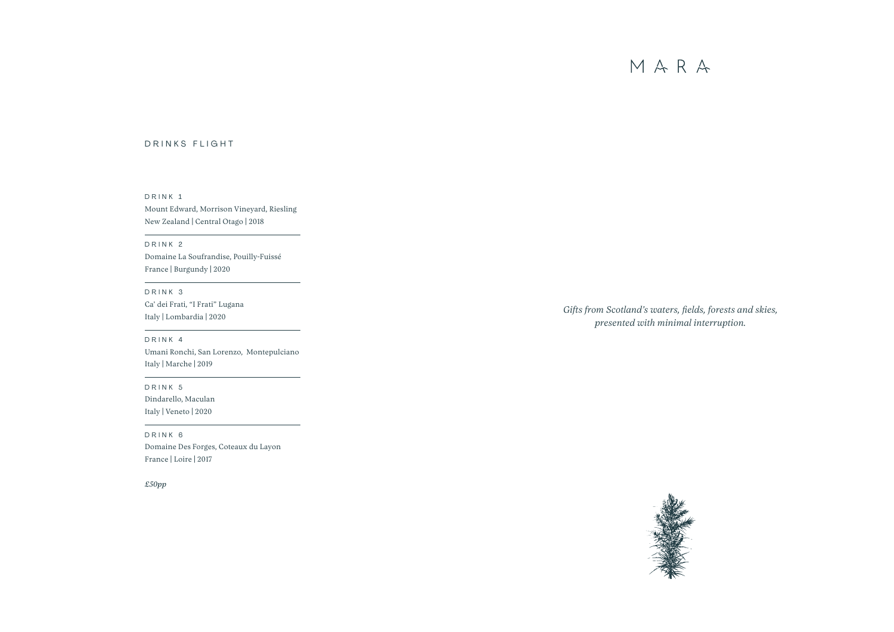# MARA

*Gifts from Scotland's waters, fields, forests and skies, presented with minimal interruption.*

## DRINKS FLIGHT

### DRINK 1

Mount Edward, Morrison Vineyard, Riesling
New Zealand | Central Otago | 2018

---

### DRINK 2

Domaine La Soufrandise, Pouilly-Fuissé
France | Burgundy | 2020

---

### DRINK 3

Ca' dei Frati, "I Frati" Lugana
Italy | Lombardia | 2020

---

### DRINK 4

Umani Ronchi, San Lorenzo, Montepulciano
Italy | Marche | 2019

---

### DRINK 5

Dindarello, Maculan
Italy | Veneto | 2020

---

### DRINK 6

Domaine Des Forges, Coteaux du Layon
France | Loire | 2017

*£50pp*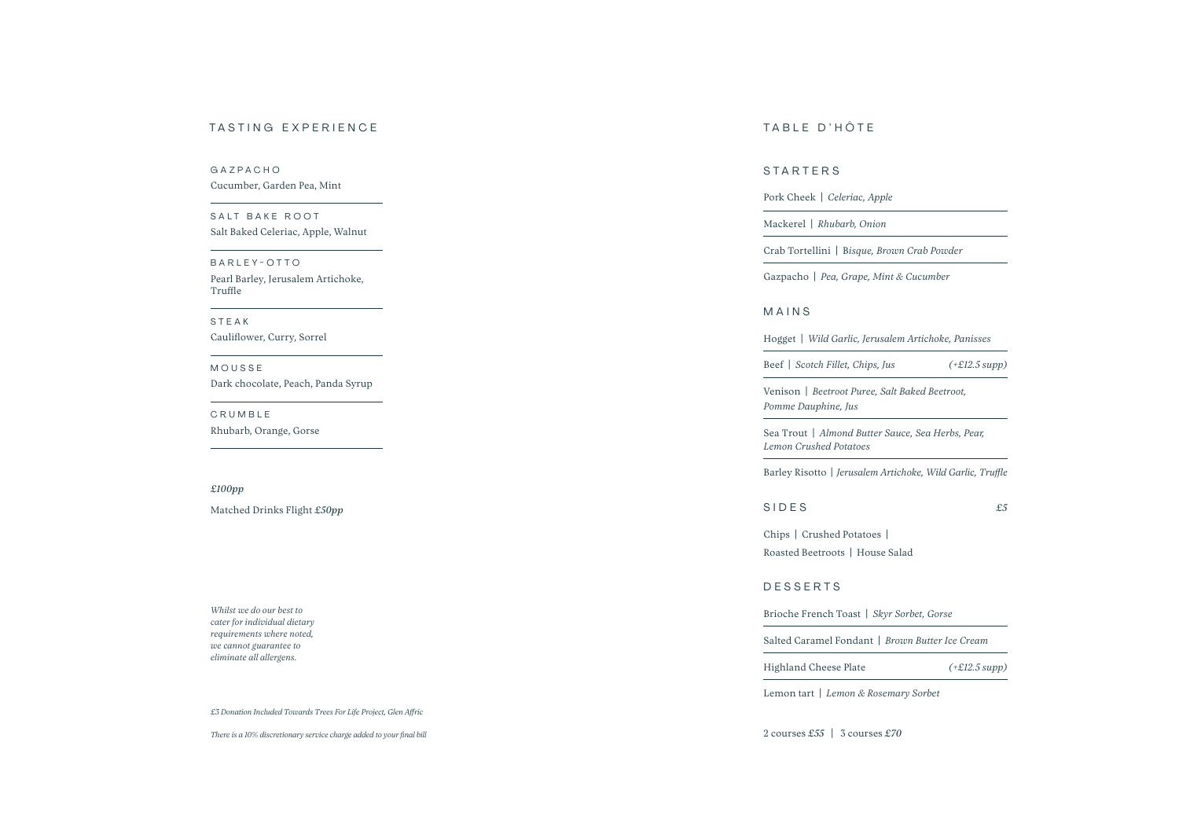## TASTING EXPERIENCE

**GAZPACHO**
Cucumber, Garden Pea, Mint

**SALT BAKE ROOT**
Salt Baked Celeriac, Apple, Walnut

**BARLEY-OTTO**
Pearl Barley, Jerusalem Artichoke, Truffle

**STEAK**
Cauliflower, Curry, Sorrel

**MOUSSE**
Dark chocolate, Peach, Panda Syrup

**CRUMBLE**
Rhubarb, Orange, Gorse

*£100pp*

Matched Drinks Flight *£50pp*

*Whilst we do our best to cater for individual dietary requirements where noted, we cannot guarantee to eliminate all allergens.*

*£3 Donation Included Towards Trees For Life Project, Glen Affric*

*There is a 10% discretionary service charge added to your final bill*

## TABLE D'HÔTE

### STARTERS

Pork Cheek | *Celeriac, Apple*

Mackerel | *Rhubarb, Onion*

Crab Tortellini | *Bisque, Brown Crab Powder*

Gazpacho | *Pea, Grape, Mint & Cucumber*

### MAINS

Hogget | *Wild Garlic, Jerusalem Artichoke, Panisses*

Beef | *Scotch Fillet, Chips, Jus* *(+£12.5 supp)*

Venison | *Beetroot Puree, Salt Baked Beetroot, Pomme Dauphine, Jus*

Sea Trout | *Almond Butter Sauce, Sea Herbs, Pear, Lemon Crushed Potatoes*

Barley Risotto | *Jerusalem Artichoke, Wild Garlic, Truffle*

### SIDES *£5*

Chips | Crushed Potatoes | Roasted Beetroots | House Salad

### DESSERTS

Brioche French Toast | *Skyr Sorbet, Gorse*

Salted Caramel Fondant | *Brown Butter Ice Cream*

Highland Cheese Plate *(+£12.5 supp)*

Lemon tart | *Lemon & Rosemary Sorbet*

2 courses *£55* | 3 courses *£70*